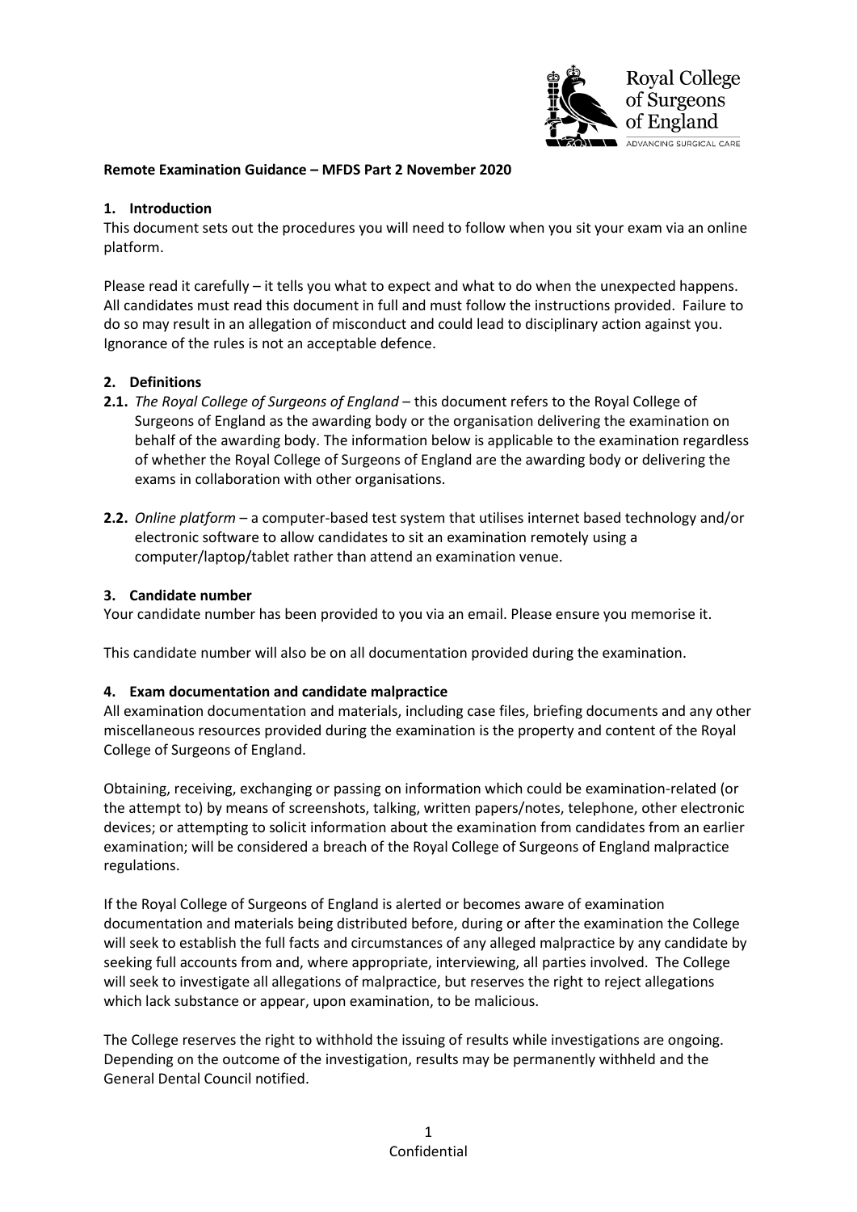**Remote Examination Guidance – MFDS Part 2 November 2020**

## 1. Introduction

This document sets out the procedures you will need to follow when you sit your exam via an online platform.

Please read it carefully – it tells you what to expect and what to do when the unexpected happens. All candidates must read this document in full and must follow the instructions provided. Failure to do so may result in an allegation of misconduct and could lead to disciplinary action against you. Ignorance of the rules is not an acceptable defence.

## 2. Definitions

**2.1.** *The Royal College of Surgeons of England* – this document refers to the Royal College of Surgeons of England as the awarding body or the organisation delivering the examination on behalf of the awarding body. The information below is applicable to the examination regardless of whether the Royal College of Surgeons of England are the awarding body or delivering the exams in collaboration with other organisations.

**2.2.** *Online platform* – a computer-based test system that utilises internet based technology and/or electronic software to allow candidates to sit an examination remotely using a computer/laptop/tablet rather than attend an examination venue.

## 3. Candidate number

Your candidate number has been provided to you via an email. Please ensure you memorise it.

This candidate number will also be on all documentation provided during the examination.

## 4. Exam documentation and candidate malpractice

All examination documentation and materials, including case files, briefing documents and any other miscellaneous resources provided during the examination is the property and content of the Royal College of Surgeons of England.

Obtaining, receiving, exchanging or passing on information which could be examination-related (or the attempt to) by means of screenshots, talking, written papers/notes, telephone, other electronic devices; or attempting to solicit information about the examination from candidates from an earlier examination; will be considered a breach of the Royal College of Surgeons of England malpractice regulations.

If the Royal College of Surgeons of England is alerted or becomes aware of examination documentation and materials being distributed before, during or after the examination the College will seek to establish the full facts and circumstances of any alleged malpractice by any candidate by seeking full accounts from and, where appropriate, interviewing, all parties involved. The College will seek to investigate all allegations of malpractice, but reserves the right to reject allegations which lack substance or appear, upon examination, to be malicious.

The College reserves the right to withhold the issuing of results while investigations are ongoing. Depending on the outcome of the investigation, results may be permanently withheld and the General Dental Council notified.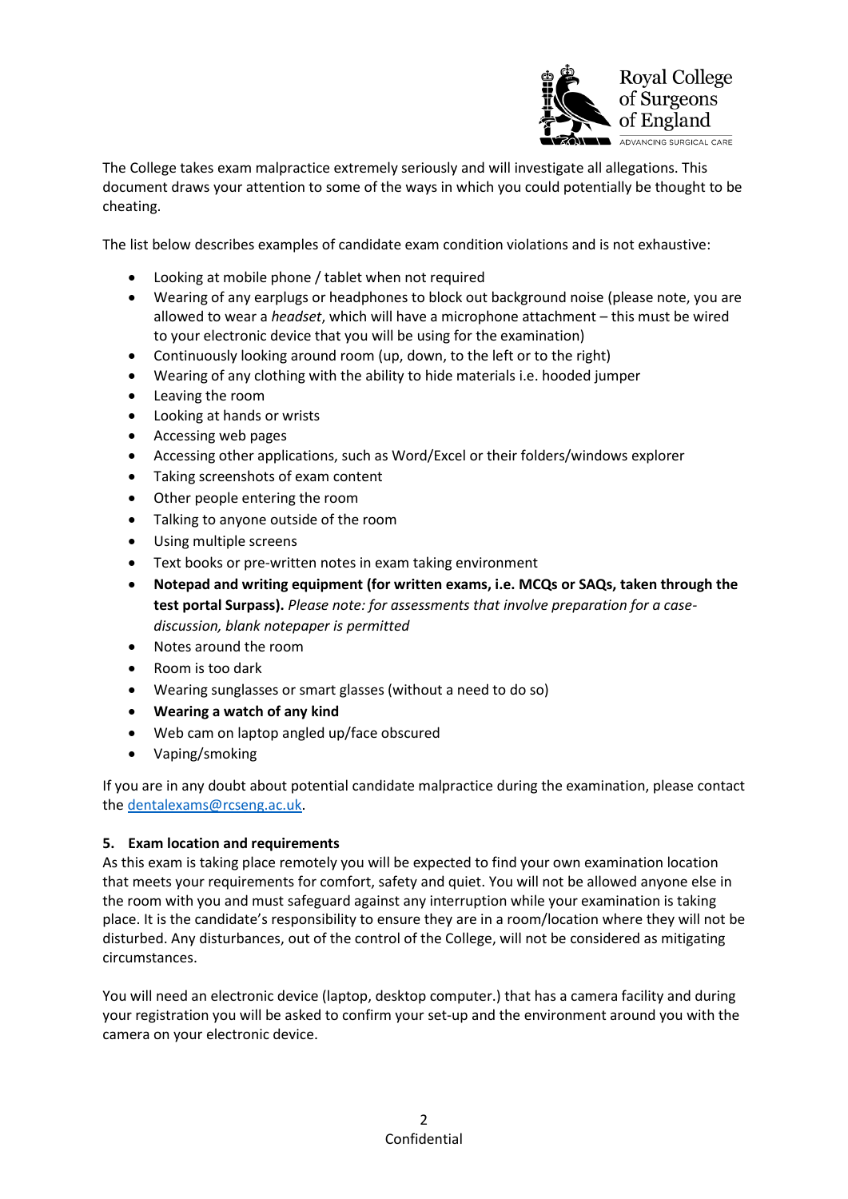The College takes exam malpractice extremely seriously and will investigate all allegations. This document draws your attention to some of the ways in which you could potentially be thought to be cheating.

The list below describes examples of candidate exam condition violations and is not exhaustive:

- Looking at mobile phone / tablet when not required
- Wearing of any earplugs or headphones to block out background noise (please note, you are allowed to wear a *headset*, which will have a microphone attachment – this must be wired to your electronic device that you will be using for the examination)
- Continuously looking around room (up, down, to the left or to the right)
- Wearing of any clothing with the ability to hide materials i.e. hooded jumper
- Leaving the room
- Looking at hands or wrists
- Accessing web pages
- Accessing other applications, such as Word/Excel or their folders/windows explorer
- Taking screenshots of exam content
- Other people entering the room
- Talking to anyone outside of the room
- Using multiple screens
- Text books or pre-written notes in exam taking environment
- **Notepad and writing equipment (for written exams, i.e. MCQs or SAQs, taken through the test portal Surpass).** *Please note: for assessments that involve preparation for a case-discussion, blank notepaper is permitted*
- Notes around the room
- Room is too dark
- Wearing sunglasses or smart glasses (without a need to do so)
- **Wearing a watch of any kind**
- Web cam on laptop angled up/face obscured
- Vaping/smoking

If you are in any doubt about potential candidate malpractice during the examination, please contact the dentalexams@rcseng.ac.uk.

## 5. Exam location and requirements

As this exam is taking place remotely you will be expected to find your own examination location that meets your requirements for comfort, safety and quiet. You will not be allowed anyone else in the room with you and must safeguard against any interruption while your examination is taking place. It is the candidate's responsibility to ensure they are in a room/location where they will not be disturbed. Any disturbances, out of the control of the College, will not be considered as mitigating circumstances.

You will need an electronic device (laptop, desktop computer.) that has a camera facility and during your registration you will be asked to confirm your set-up and the environment around you with the camera on your electronic device.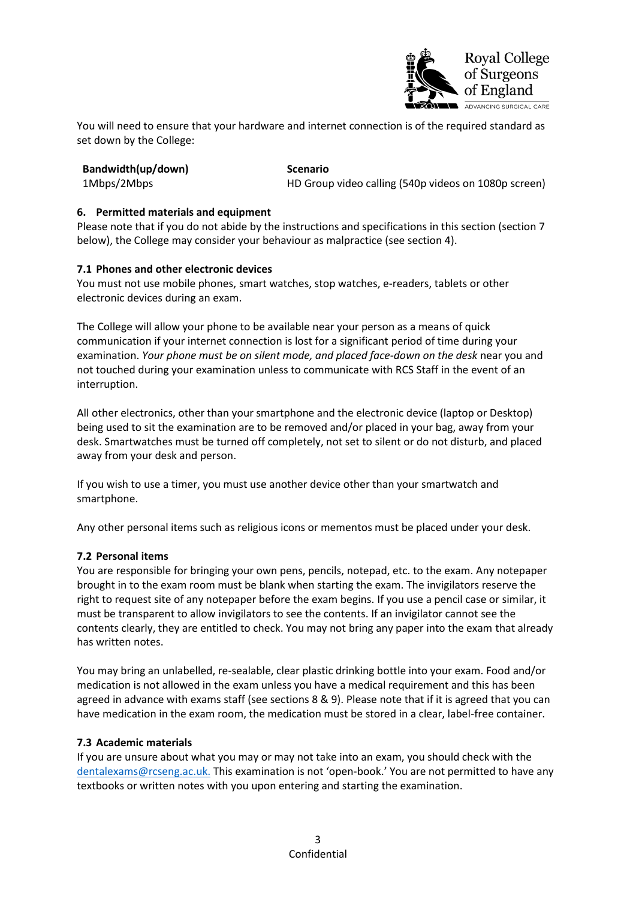You will need to ensure that your hardware and internet connection is of the required standard as set down by the College:

| Bandwidth(up/down) | Scenario |
| --- | --- |
| 1Mbps/2Mbps | HD Group video calling (540p videos on 1080p screen) |

## 6. Permitted materials and equipment

Please note that if you do not abide by the instructions and specifications in this section (section 7 below), the College may consider your behaviour as malpractice (see section 4).

### 7.1 Phones and other electronic devices

You must not use mobile phones, smart watches, stop watches, e-readers, tablets or other electronic devices during an exam.

The College will allow your phone to be available near your person as a means of quick communication if your internet connection is lost for a significant period of time during your examination. *Your phone must be on silent mode, and placed face-down on the desk* near you and not touched during your examination unless to communicate with RCS Staff in the event of an interruption.

All other electronics, other than your smartphone and the electronic device (laptop or Desktop) being used to sit the examination are to be removed and/or placed in your bag, away from your desk. Smartwatches must be turned off completely, not set to silent or do not disturb, and placed away from your desk and person.

If you wish to use a timer, you must use another device other than your smartwatch and smartphone.

Any other personal items such as religious icons or mementos must be placed under your desk.

### 7.2 Personal items

You are responsible for bringing your own pens, pencils, notepad, etc. to the exam. Any notepaper brought in to the exam room must be blank when starting the exam. The invigilators reserve the right to request site of any notepaper before the exam begins. If you use a pencil case or similar, it must be transparent to allow invigilators to see the contents. If an invigilator cannot see the contents clearly, they are entitled to check. You may not bring any paper into the exam that already has written notes.

You may bring an unlabelled, re-sealable, clear plastic drinking bottle into your exam. Food and/or medication is not allowed in the exam unless you have a medical requirement and this has been agreed in advance with exams staff (see sections 8 & 9). Please note that if it is agreed that you can have medication in the exam room, the medication must be stored in a clear, label-free container.

### 7.3 Academic materials

If you are unsure about what you may or may not take into an exam, you should check with the dentalexams@rcseng.ac.uk. This examination is not 'open-book.' You are not permitted to have any textbooks or written notes with you upon entering and starting the examination.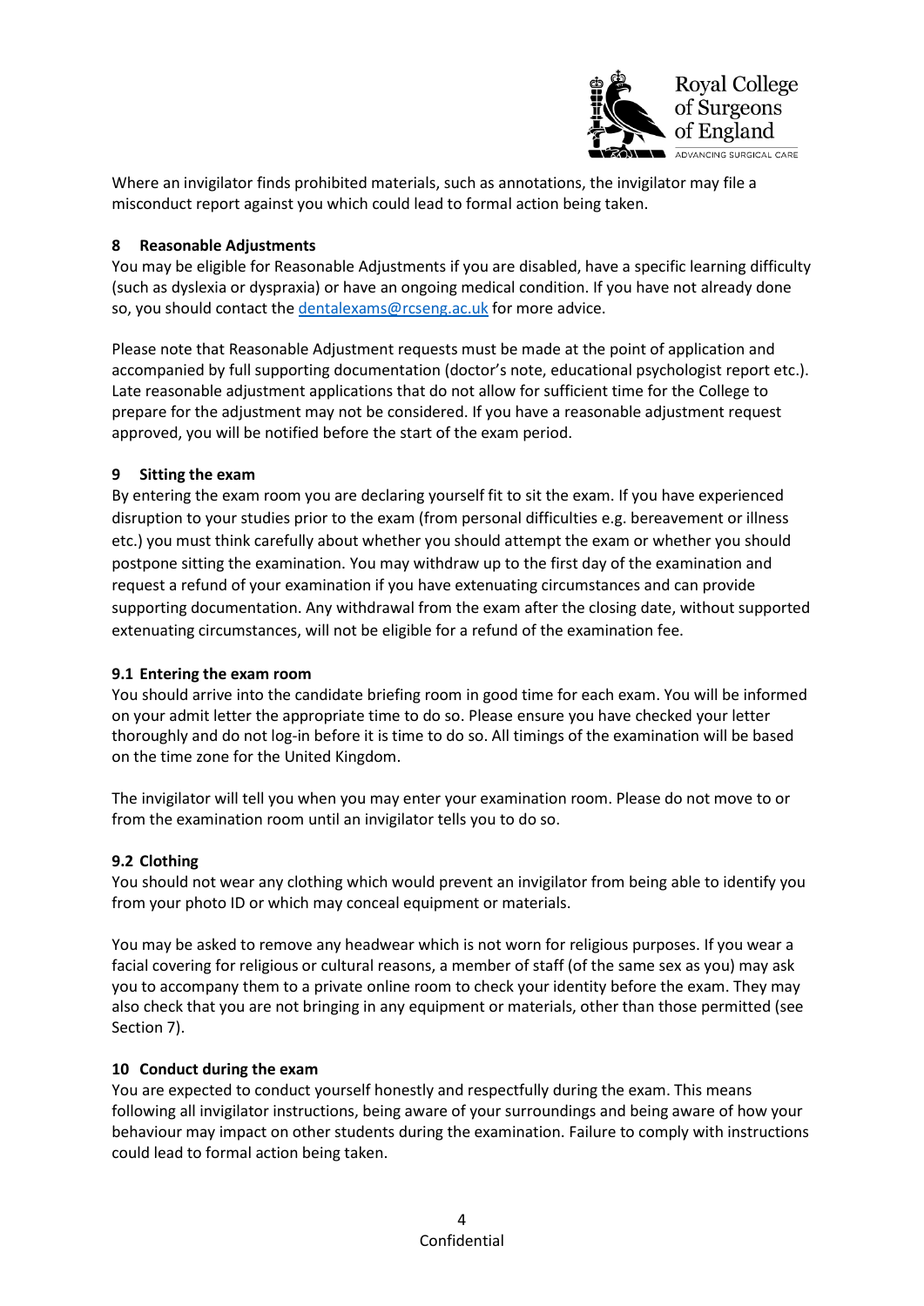Where an invigilator finds prohibited materials, such as annotations, the invigilator may file a misconduct report against you which could lead to formal action being taken.

## 8 Reasonable Adjustments

You may be eligible for Reasonable Adjustments if you are disabled, have a specific learning difficulty (such as dyslexia or dyspraxia) or have an ongoing medical condition. If you have not already done so, you should contact the dentalexams@rcseng.ac.uk for more advice.

Please note that Reasonable Adjustment requests must be made at the point of application and accompanied by full supporting documentation (doctor's note, educational psychologist report etc.). Late reasonable adjustment applications that do not allow for sufficient time for the College to prepare for the adjustment may not be considered. If you have a reasonable adjustment request approved, you will be notified before the start of the exam period.

## 9 Sitting the exam

By entering the exam room you are declaring yourself fit to sit the exam. If you have experienced disruption to your studies prior to the exam (from personal difficulties e.g. bereavement or illness etc.) you must think carefully about whether you should attempt the exam or whether you should postpone sitting the examination. You may withdraw up to the first day of the examination and request a refund of your examination if you have extenuating circumstances and can provide supporting documentation. Any withdrawal from the exam after the closing date, without supported extenuating circumstances, will not be eligible for a refund of the examination fee.

### 9.1 Entering the exam room

You should arrive into the candidate briefing room in good time for each exam. You will be informed on your admit letter the appropriate time to do so. Please ensure you have checked your letter thoroughly and do not log-in before it is time to do so. All timings of the examination will be based on the time zone for the United Kingdom.

The invigilator will tell you when you may enter your examination room. Please do not move to or from the examination room until an invigilator tells you to do so.

### 9.2 Clothing

You should not wear any clothing which would prevent an invigilator from being able to identify you from your photo ID or which may conceal equipment or materials.

You may be asked to remove any headwear which is not worn for religious purposes. If you wear a facial covering for religious or cultural reasons, a member of staff (of the same sex as you) may ask you to accompany them to a private online room to check your identity before the exam. They may also check that you are not bringing in any equipment or materials, other than those permitted (see Section 7).

## 10 Conduct during the exam

You are expected to conduct yourself honestly and respectfully during the exam. This means following all invigilator instructions, being aware of your surroundings and being aware of how your behaviour may impact on other students during the examination. Failure to comply with instructions could lead to formal action being taken.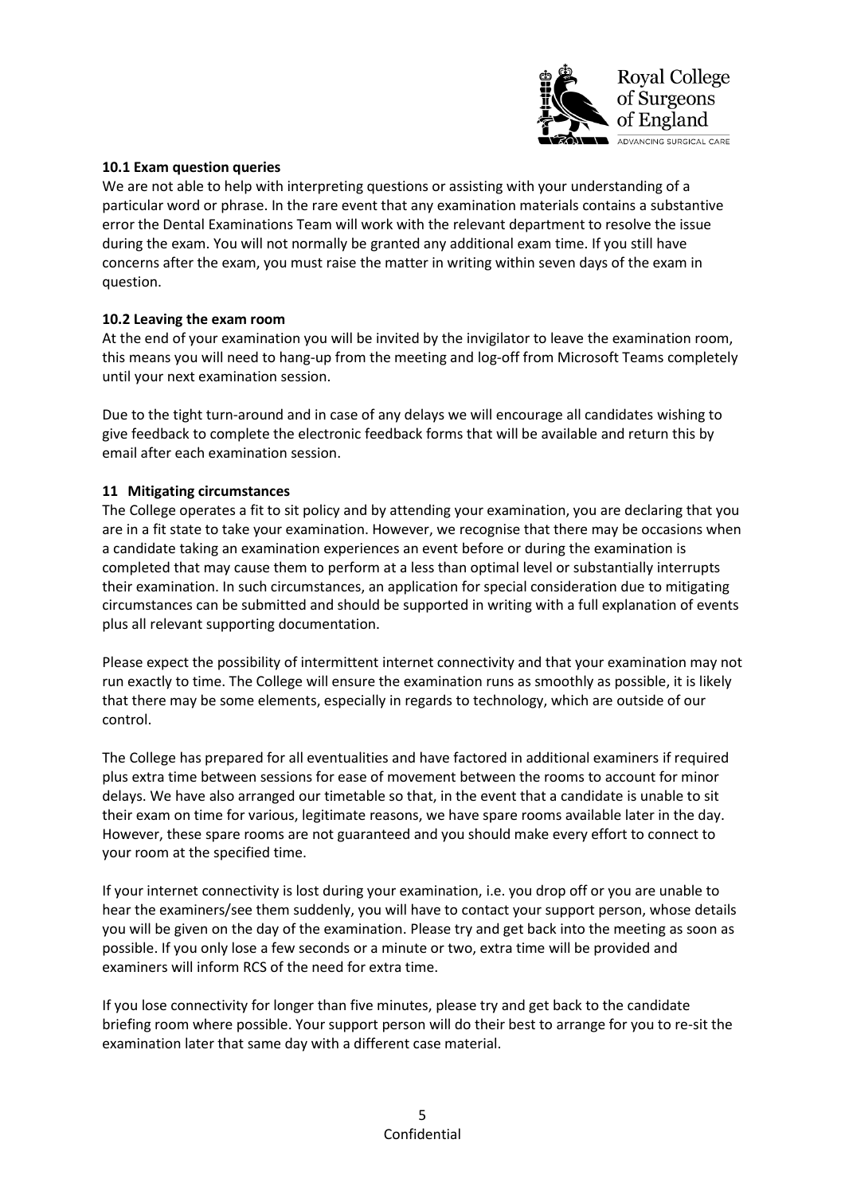### 10.1 Exam question queries

We are not able to help with interpreting questions or assisting with your understanding of a particular word or phrase. In the rare event that any examination materials contains a substantive error the Dental Examinations Team will work with the relevant department to resolve the issue during the exam. You will not normally be granted any additional exam time. If you still have concerns after the exam, you must raise the matter in writing within seven days of the exam in question.

### 10.2 Leaving the exam room

At the end of your examination you will be invited by the invigilator to leave the examination room, this means you will need to hang-up from the meeting and log-off from Microsoft Teams completely until your next examination session.

Due to the tight turn-around and in case of any delays we will encourage all candidates wishing to give feedback to complete the electronic feedback forms that will be available and return this by email after each examination session.

## 11 Mitigating circumstances

The College operates a fit to sit policy and by attending your examination, you are declaring that you are in a fit state to take your examination. However, we recognise that there may be occasions when a candidate taking an examination experiences an event before or during the examination is completed that may cause them to perform at a less than optimal level or substantially interrupts their examination. In such circumstances, an application for special consideration due to mitigating circumstances can be submitted and should be supported in writing with a full explanation of events plus all relevant supporting documentation.

Please expect the possibility of intermittent internet connectivity and that your examination may not run exactly to time. The College will ensure the examination runs as smoothly as possible, it is likely that there may be some elements, especially in regards to technology, which are outside of our control.

The College has prepared for all eventualities and have factored in additional examiners if required plus extra time between sessions for ease of movement between the rooms to account for minor delays. We have also arranged our timetable so that, in the event that a candidate is unable to sit their exam on time for various, legitimate reasons, we have spare rooms available later in the day. However, these spare rooms are not guaranteed and you should make every effort to connect to your room at the specified time.

If your internet connectivity is lost during your examination, i.e. you drop off or you are unable to hear the examiners/see them suddenly, you will have to contact your support person, whose details you will be given on the day of the examination. Please try and get back into the meeting as soon as possible. If you only lose a few seconds or a minute or two, extra time will be provided and examiners will inform RCS of the need for extra time.

If you lose connectivity for longer than five minutes, please try and get back to the candidate briefing room where possible. Your support person will do their best to arrange for you to re-sit the examination later that same day with a different case material.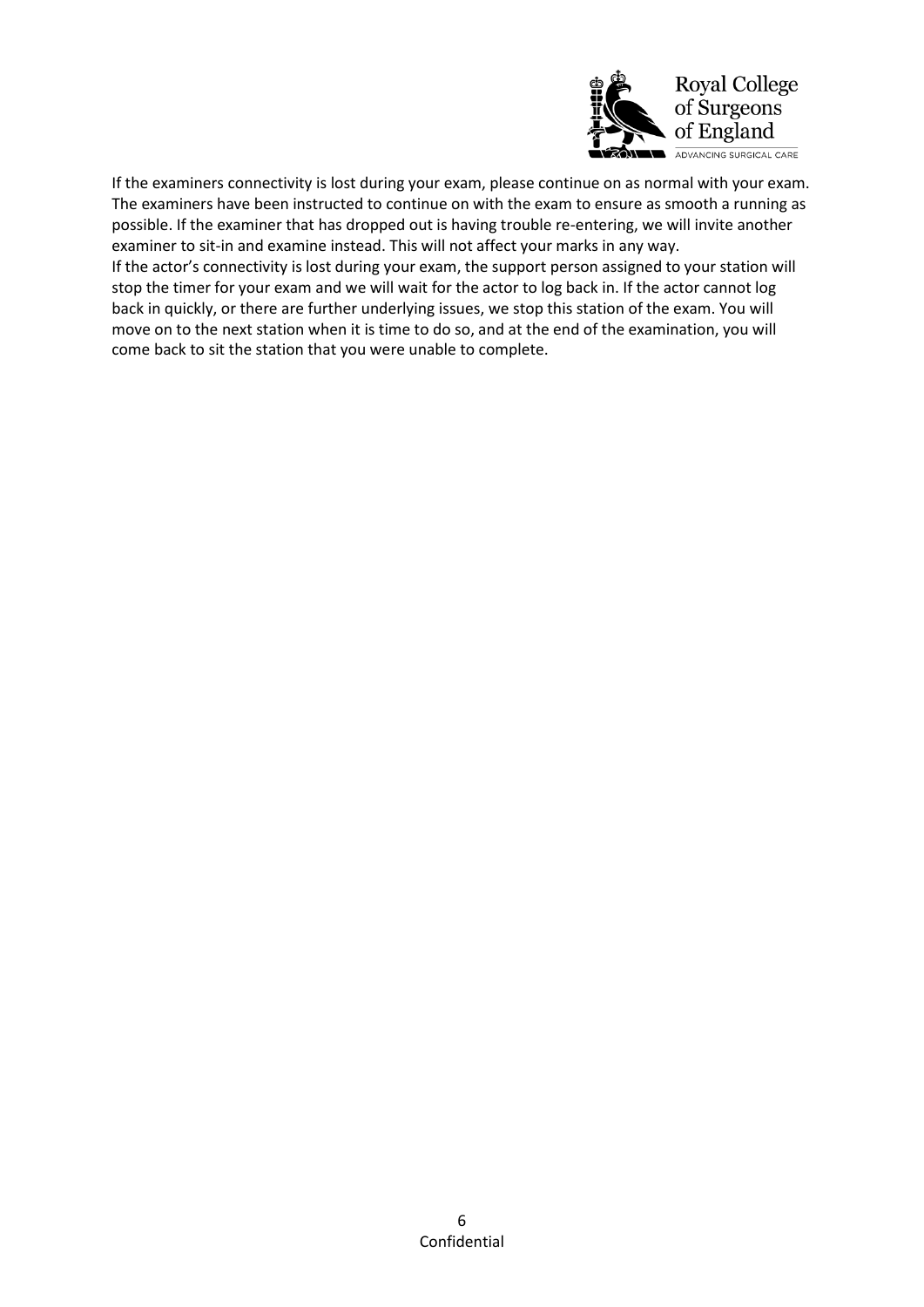If the examiners connectivity is lost during your exam, please continue on as normal with your exam. The examiners have been instructed to continue on with the exam to ensure as smooth a running as possible. If the examiner that has dropped out is having trouble re-entering, we will invite another examiner to sit-in and examine instead. This will not affect your marks in any way.

If the actor's connectivity is lost during your exam, the support person assigned to your station will stop the timer for your exam and we will wait for the actor to log back in. If the actor cannot log back in quickly, or there are further underlying issues, we stop this station of the exam. You will move on to the next station when it is time to do so, and at the end of the examination, you will come back to sit the station that you were unable to complete.